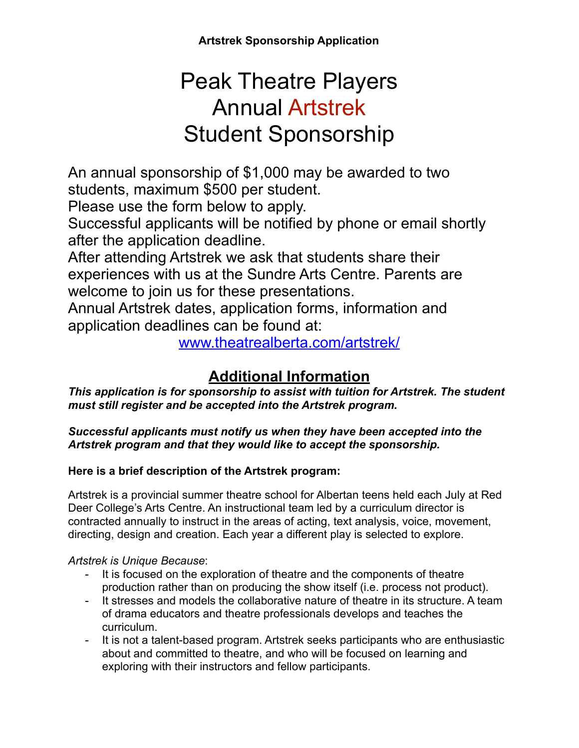**Artstrek Sponsorship Application**

# Peak Theatre Players Annual Artstrek Student Sponsorship

An annual sponsorship of $1,000 may be awarded to two students, maximum $500 per student.
Please use the form below to apply.
Successful applicants will be notified by phone or email shortly after the application deadline.
After attending Artstrek we ask that students share their experiences with us at the Sundre Arts Centre. Parents are welcome to join us for these presentations.
Annual Artstrek dates, application forms, information and application deadlines can be found at:

[www.theatrealberta.com/artstrek/](www.theatrealberta.com/artstrek/)

## Additional Information

***This application is for sponsorship to assist with tuition for Artstrek. The student must still register and be accepted into the Artstrek program.***

***Successful applicants must notify us when they have been accepted into the Artstrek program and that they would like to accept the sponsorship.***

**Here is a brief description of the Artstrek program:**

Artstrek is a provincial summer theatre school for Albertan teens held each July at Red Deer College's Arts Centre. An instructional team led by a curriculum director is contracted annually to instruct in the areas of acting, text analysis, voice, movement, directing, design and creation. Each year a different play is selected to explore.

*Artstrek is Unique Because*:

- It is focused on the exploration of theatre and the components of theatre production rather than on producing the show itself (i.e. process not product).
- It stresses and models the collaborative nature of theatre in its structure. A team of drama educators and theatre professionals develops and teaches the curriculum.
- It is not a talent-based program. Artstrek seeks participants who are enthusiastic about and committed to theatre, and who will be focused on learning and exploring with their instructors and fellow participants.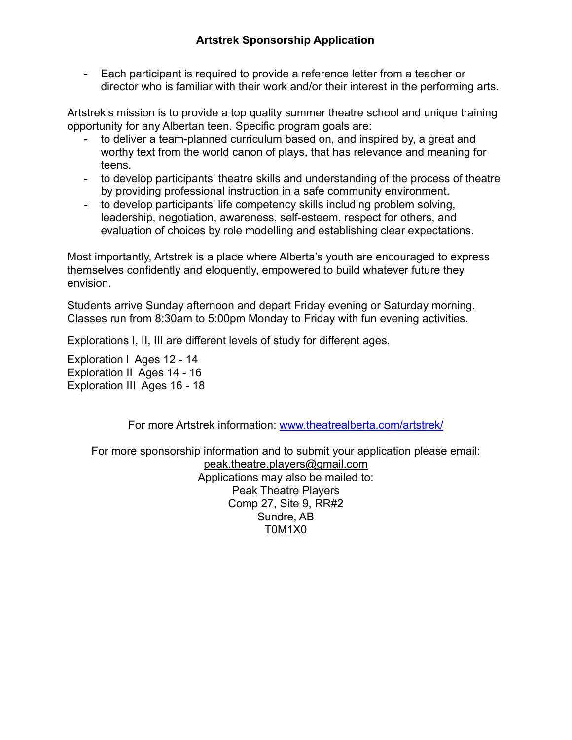**Artstrek Sponsorship Application**

- Each participant is required to provide a reference letter from a teacher or director who is familiar with their work and/or their interest in the performing arts.

Artstrek's mission is to provide a top quality summer theatre school and unique training opportunity for any Albertan teen. Specific program goals are:

- to deliver a team-planned curriculum based on, and inspired by, a great and worthy text from the world canon of plays, that has relevance and meaning for teens.
- to develop participants' theatre skills and understanding of the process of theatre by providing professional instruction in a safe community environment.
- to develop participants' life competency skills including problem solving, leadership, negotiation, awareness, self-esteem, respect for others, and evaluation of choices by role modelling and establishing clear expectations.

Most importantly, Artstrek is a place where Alberta's youth are encouraged to express themselves confidently and eloquently, empowered to build whatever future they envision.

Students arrive Sunday afternoon and depart Friday evening or Saturday morning. Classes run from 8:30am to 5:00pm Monday to Friday with fun evening activities.

Explorations I, II, III are different levels of study for different ages.

Exploration I Ages 12 - 14
Exploration II Ages 14 - 16
Exploration III Ages 16 - 18

For more Artstrek information: [www.theatrealberta.com/artstrek/](www.theatrealberta.com/artstrek/)

For more sponsorship information and to submit your application please email:
peak.theatre.players@gmail.com
Applications may also be mailed to:
Peak Theatre Players
Comp 27, Site 9, RR#2
Sundre, AB
T0M1X0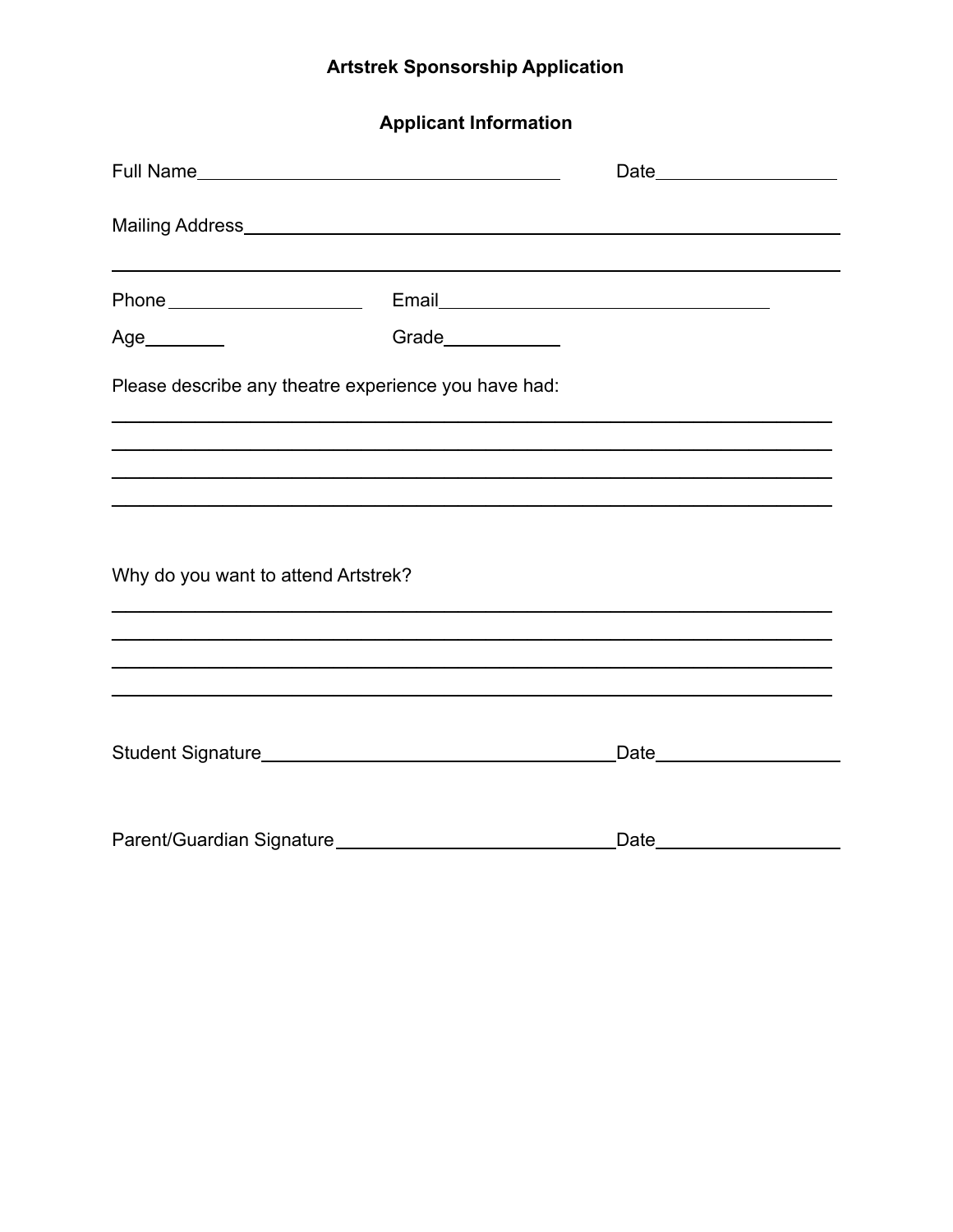# Artstrek Sponsorship Application

## Applicant Information

Full Name_________________________________ Date________________

Mailing Address_____________________________________________________

____________________________________________________________________

Phone __________________ Email______________________________

Age_______ Grade__________

Please describe any theatre experience you have had:

____________________________________________________________________

____________________________________________________________________

____________________________________________________________________

____________________________________________________________________

Why do you want to attend Artstrek?

____________________________________________________________________

____________________________________________________________________

____________________________________________________________________

____________________________________________________________________

Student Signature_________________________________Date________________

Parent/Guardian Signature__________________________Date________________